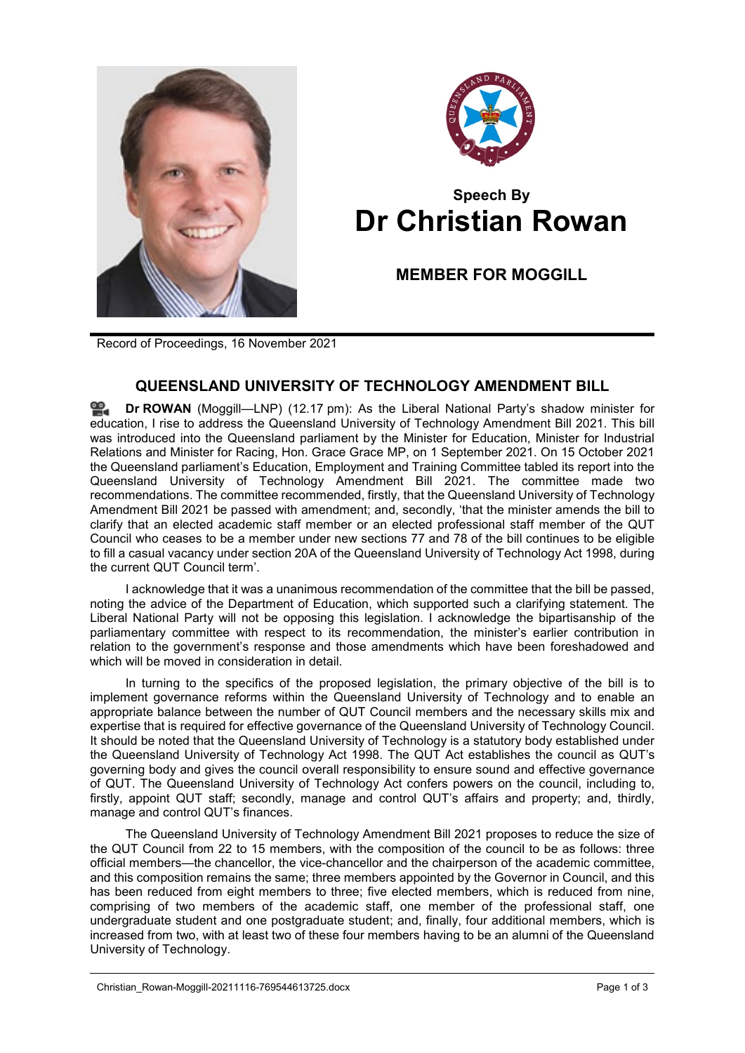## Speech By
# Dr Christian Rowan

### MEMBER FOR MOGGILL

Record of Proceedings, 16 November 2021

## QUEENSLAND UNIVERSITY OF TECHNOLOGY AMENDMENT BILL

**Dr ROWAN** (Moggill—LNP) (12.17 pm): As the Liberal National Party's shadow minister for education, I rise to address the Queensland University of Technology Amendment Bill 2021. This bill was introduced into the Queensland parliament by the Minister for Education, Minister for Industrial Relations and Minister for Racing, Hon. Grace Grace MP, on 1 September 2021. On 15 October 2021 the Queensland parliament's Education, Employment and Training Committee tabled its report into the Queensland University of Technology Amendment Bill 2021. The committee made two recommendations. The committee recommended, firstly, that the Queensland University of Technology Amendment Bill 2021 be passed with amendment; and, secondly, 'that the minister amends the bill to clarify that an elected academic staff member or an elected professional staff member of the QUT Council who ceases to be a member under new sections 77 and 78 of the bill continues to be eligible to fill a casual vacancy under section 20A of the Queensland University of Technology Act 1998, during the current QUT Council term'.

I acknowledge that it was a unanimous recommendation of the committee that the bill be passed, noting the advice of the Department of Education, which supported such a clarifying statement. The Liberal National Party will not be opposing this legislation. I acknowledge the bipartisanship of the parliamentary committee with respect to its recommendation, the minister's earlier contribution in relation to the government's response and those amendments which have been foreshadowed and which will be moved in consideration in detail.

In turning to the specifics of the proposed legislation, the primary objective of the bill is to implement governance reforms within the Queensland University of Technology and to enable an appropriate balance between the number of QUT Council members and the necessary skills mix and expertise that is required for effective governance of the Queensland University of Technology Council. It should be noted that the Queensland University of Technology is a statutory body established under the Queensland University of Technology Act 1998. The QUT Act establishes the council as QUT's governing body and gives the council overall responsibility to ensure sound and effective governance of QUT. The Queensland University of Technology Act confers powers on the council, including to, firstly, appoint QUT staff; secondly, manage and control QUT's affairs and property; and, thirdly, manage and control QUT's finances.

The Queensland University of Technology Amendment Bill 2021 proposes to reduce the size of the QUT Council from 22 to 15 members, with the composition of the council to be as follows: three official members—the chancellor, the vice-chancellor and the chairperson of the academic committee, and this composition remains the same; three members appointed by the Governor in Council, and this has been reduced from eight members to three; five elected members, which is reduced from nine, comprising of two members of the academic staff, one member of the professional staff, one undergraduate student and one postgraduate student; and, finally, four additional members, which is increased from two, with at least two of these four members having to be an alumni of the Queensland University of Technology.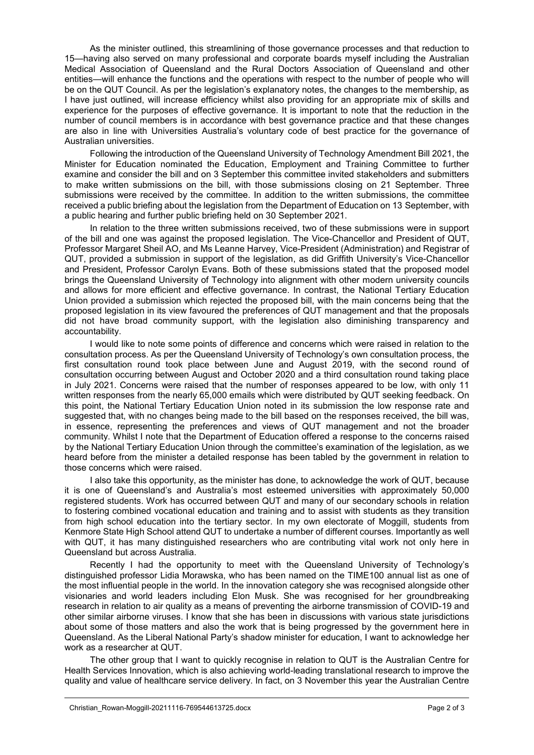As the minister outlined, this streamlining of those governance processes and that reduction to 15—having also served on many professional and corporate boards myself including the Australian Medical Association of Queensland and the Rural Doctors Association of Queensland and other entities—will enhance the functions and the operations with respect to the number of people who will be on the QUT Council. As per the legislation's explanatory notes, the changes to the membership, as I have just outlined, will increase efficiency whilst also providing for an appropriate mix of skills and experience for the purposes of effective governance. It is important to note that the reduction in the number of council members is in accordance with best governance practice and that these changes are also in line with Universities Australia's voluntary code of best practice for the governance of Australian universities.

Following the introduction of the Queensland University of Technology Amendment Bill 2021, the Minister for Education nominated the Education, Employment and Training Committee to further examine and consider the bill and on 3 September this committee invited stakeholders and submitters to make written submissions on the bill, with those submissions closing on 21 September. Three submissions were received by the committee. In addition to the written submissions, the committee received a public briefing about the legislation from the Department of Education on 13 September, with a public hearing and further public briefing held on 30 September 2021.

In relation to the three written submissions received, two of these submissions were in support of the bill and one was against the proposed legislation. The Vice-Chancellor and President of QUT, Professor Margaret Sheil AO, and Ms Leanne Harvey, Vice-President (Administration) and Registrar of QUT, provided a submission in support of the legislation, as did Griffith University's Vice-Chancellor and President, Professor Carolyn Evans. Both of these submissions stated that the proposed model brings the Queensland University of Technology into alignment with other modern university councils and allows for more efficient and effective governance. In contrast, the National Tertiary Education Union provided a submission which rejected the proposed bill, with the main concerns being that the proposed legislation in its view favoured the preferences of QUT management and that the proposals did not have broad community support, with the legislation also diminishing transparency and accountability.

I would like to note some points of difference and concerns which were raised in relation to the consultation process. As per the Queensland University of Technology's own consultation process, the first consultation round took place between June and August 2019, with the second round of consultation occurring between August and October 2020 and a third consultation round taking place in July 2021. Concerns were raised that the number of responses appeared to be low, with only 11 written responses from the nearly 65,000 emails which were distributed by QUT seeking feedback. On this point, the National Tertiary Education Union noted in its submission the low response rate and suggested that, with no changes being made to the bill based on the responses received, the bill was, in essence, representing the preferences and views of QUT management and not the broader community. Whilst I note that the Department of Education offered a response to the concerns raised by the National Tertiary Education Union through the committee's examination of the legislation, as we heard before from the minister a detailed response has been tabled by the government in relation to those concerns which were raised.

I also take this opportunity, as the minister has done, to acknowledge the work of QUT, because it is one of Queensland's and Australia's most esteemed universities with approximately 50,000 registered students. Work has occurred between QUT and many of our secondary schools in relation to fostering combined vocational education and training and to assist with students as they transition from high school education into the tertiary sector. In my own electorate of Moggill, students from Kenmore State High School attend QUT to undertake a number of different courses. Importantly as well with QUT, it has many distinguished researchers who are contributing vital work not only here in Queensland but across Australia.

Recently I had the opportunity to meet with the Queensland University of Technology's distinguished professor Lidia Morawska, who has been named on the TIME100 annual list as one of the most influential people in the world. In the innovation category she was recognised alongside other visionaries and world leaders including Elon Musk. She was recognised for her groundbreaking research in relation to air quality as a means of preventing the airborne transmission of COVID-19 and other similar airborne viruses. I know that she has been in discussions with various state jurisdictions about some of those matters and also the work that is being progressed by the government here in Queensland. As the Liberal National Party's shadow minister for education, I want to acknowledge her work as a researcher at QUT.

The other group that I want to quickly recognise in relation to QUT is the Australian Centre for Health Services Innovation, which is also achieving world-leading translational research to improve the quality and value of healthcare service delivery. In fact, on 3 November this year the Australian Centre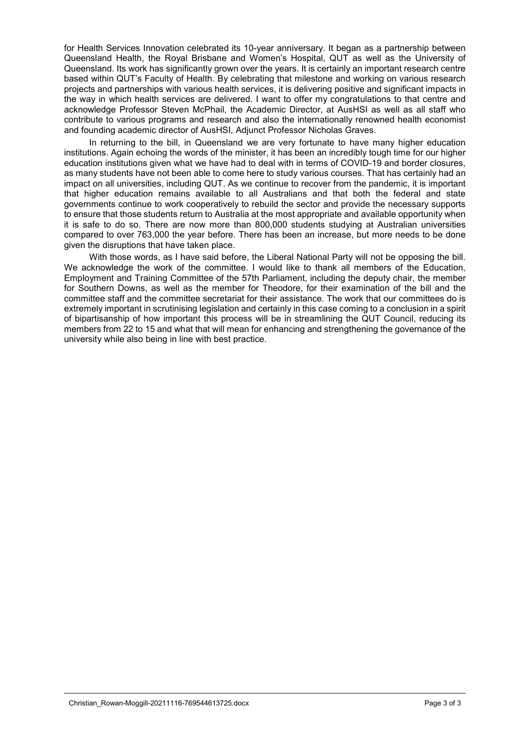for Health Services Innovation celebrated its 10-year anniversary. It began as a partnership between Queensland Health, the Royal Brisbane and Women's Hospital, QUT as well as the University of Queensland. Its work has significantly grown over the years. It is certainly an important research centre based within QUT's Faculty of Health. By celebrating that milestone and working on various research projects and partnerships with various health services, it is delivering positive and significant impacts in the way in which health services are delivered. I want to offer my congratulations to that centre and acknowledge Professor Steven McPhail, the Academic Director, at AusHSI as well as all staff who contribute to various programs and research and also the internationally renowned health economist and founding academic director of AusHSI, Adjunct Professor Nicholas Graves.

In returning to the bill, in Queensland we are very fortunate to have many higher education institutions. Again echoing the words of the minister, it has been an incredibly tough time for our higher education institutions given what we have had to deal with in terms of COVID-19 and border closures, as many students have not been able to come here to study various courses. That has certainly had an impact on all universities, including QUT. As we continue to recover from the pandemic, it is important that higher education remains available to all Australians and that both the federal and state governments continue to work cooperatively to rebuild the sector and provide the necessary supports to ensure that those students return to Australia at the most appropriate and available opportunity when it is safe to do so. There are now more than 800,000 students studying at Australian universities compared to over 763,000 the year before. There has been an increase, but more needs to be done given the disruptions that have taken place.

With those words, as I have said before, the Liberal National Party will not be opposing the bill. We acknowledge the work of the committee. I would like to thank all members of the Education, Employment and Training Committee of the 57th Parliament, including the deputy chair, the member for Southern Downs, as well as the member for Theodore, for their examination of the bill and the committee staff and the committee secretariat for their assistance. The work that our committees do is extremely important in scrutinising legislation and certainly in this case coming to a conclusion in a spirit of bipartisanship of how important this process will be in streamlining the QUT Council, reducing its members from 22 to 15 and what that will mean for enhancing and strengthening the governance of the university while also being in line with best practice.